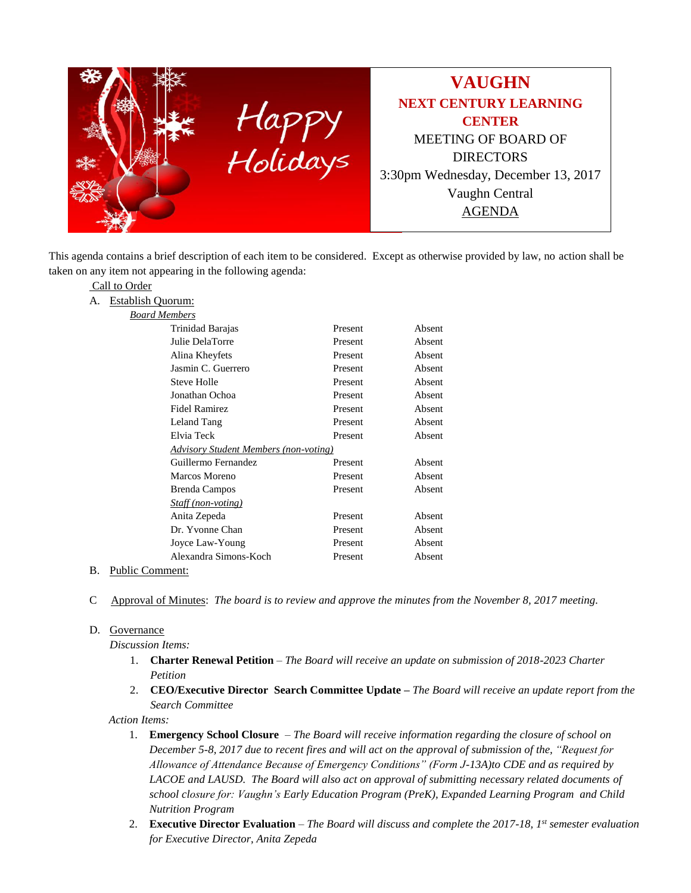Happy Holidays

# VAUGHN

## NEXT CENTURY LEARNING CENTER

MEETING OF BOARD OF DIRECTORS

3:30pm Wednesday, December 13, 2017

Vaughn Central

AGENDA

This agenda contains a brief description of each item to be considered. Except as otherwise provided by law, no action shall be taken on any item not appearing in the following agenda:

Call to Order

A. Establish Quorum:

*Board Members*

| | | |
|---|---|---|
| Trinidad Barajas | Present | Absent |
| Julie DelaTorre | Present | Absent |
| Alina Kheyfets | Present | Absent |
| Jasmin C. Guerrero | Present | Absent |
| Steve Holle | Present | Absent |
| Jonathan Ochoa | Present | Absent |
| Fidel Ramirez | Present | Absent |
| Leland Tang | Present | Absent |
| Elvia Teck | Present | Absent |
| *Advisory Student Members (non-voting)* | | |
| Guillermo Fernandez | Present | Absent |
| Marcos Moreno | Present | Absent |
| Brenda Campos | Present | Absent |
| *Staff (non-voting)* | | |
| Anita Zepeda | Present | Absent |
| Dr. Yvonne Chan | Present | Absent |
| Joyce Law-Young | Present | Absent |
| Alexandra Simons-Koch | Present | Absent |

B. Public Comment:

C Approval of Minutes: *The board is to review and approve the minutes from the November 8, 2017 meeting.*

D. Governance

*Discussion Items:*

1. **Charter Renewal Petition** – *The Board will receive an update on submission of 2018-2023 Charter Petition*
2. **CEO/Executive Director Search Committee Update –** *The Board will receive an update report from the Search Committee*

*Action Items:*

1. **Emergency School Closure** – *The Board will receive information regarding the closure of school on December 5-8, 2017 due to recent fires and will act on the approval of submission of the, "Request for Allowance of Attendance Because of Emergency Conditions" (Form J-13A)to CDE and as required by LACOE and LAUSD. The Board will also act on approval of submitting necessary related documents of school closure for: Vaughn's Early Education Program (PreK), Expanded Learning Program and Child Nutrition Program*
2. **Executive Director Evaluation** – *The Board will discuss and complete the 2017-18, 1st semester evaluation for Executive Director, Anita Zepeda*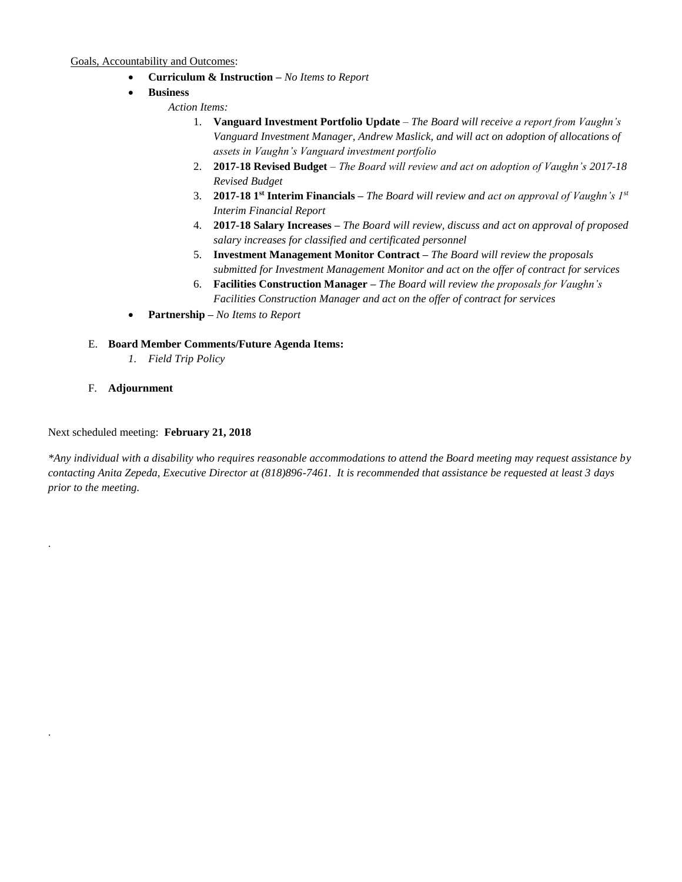Goals, Accountability and Outcomes:

- **Curriculum & Instruction** – *No Items to Report*
- **Business**

  *Action Items:*

  1. **Vanguard Investment Portfolio Update** – *The Board will receive a report from Vaughn's Vanguard Investment Manager, Andrew Maslick, and will act on adoption of allocations of assets in Vaughn's Vanguard investment portfolio*
  2. **2017-18 Revised Budget** – *The Board will review and act on adoption of Vaughn's 2017-18 Revised Budget*
  3. **2017-18 1st Interim Financials** – *The Board will review and act on approval of Vaughn's 1st Interim Financial Report*
  4. **2017-18 Salary Increases** – *The Board will review, discuss and act on approval of proposed salary increases for classified and certificated personnel*
  5. **Investment Management Monitor Contract** – *The Board will review the proposals submitted for Investment Management Monitor and act on the offer of contract for services*
  6. **Facilities Construction Manager** – *The Board will review the proposals for Vaughn's Facilities Construction Manager and act on the offer of contract for services*

- **Partnership** – *No Items to Report*

E. **Board Member Comments/Future Agenda Items:**

   1. *Field Trip Policy*

F. **Adjournment**

Next scheduled meeting: **February 21, 2018**

*\*Any individual with a disability who requires reasonable accommodations to attend the Board meeting may request assistance by contacting Anita Zepeda, Executive Director at (818)896-7461. It is recommended that assistance be requested at least 3 days prior to the meeting.*